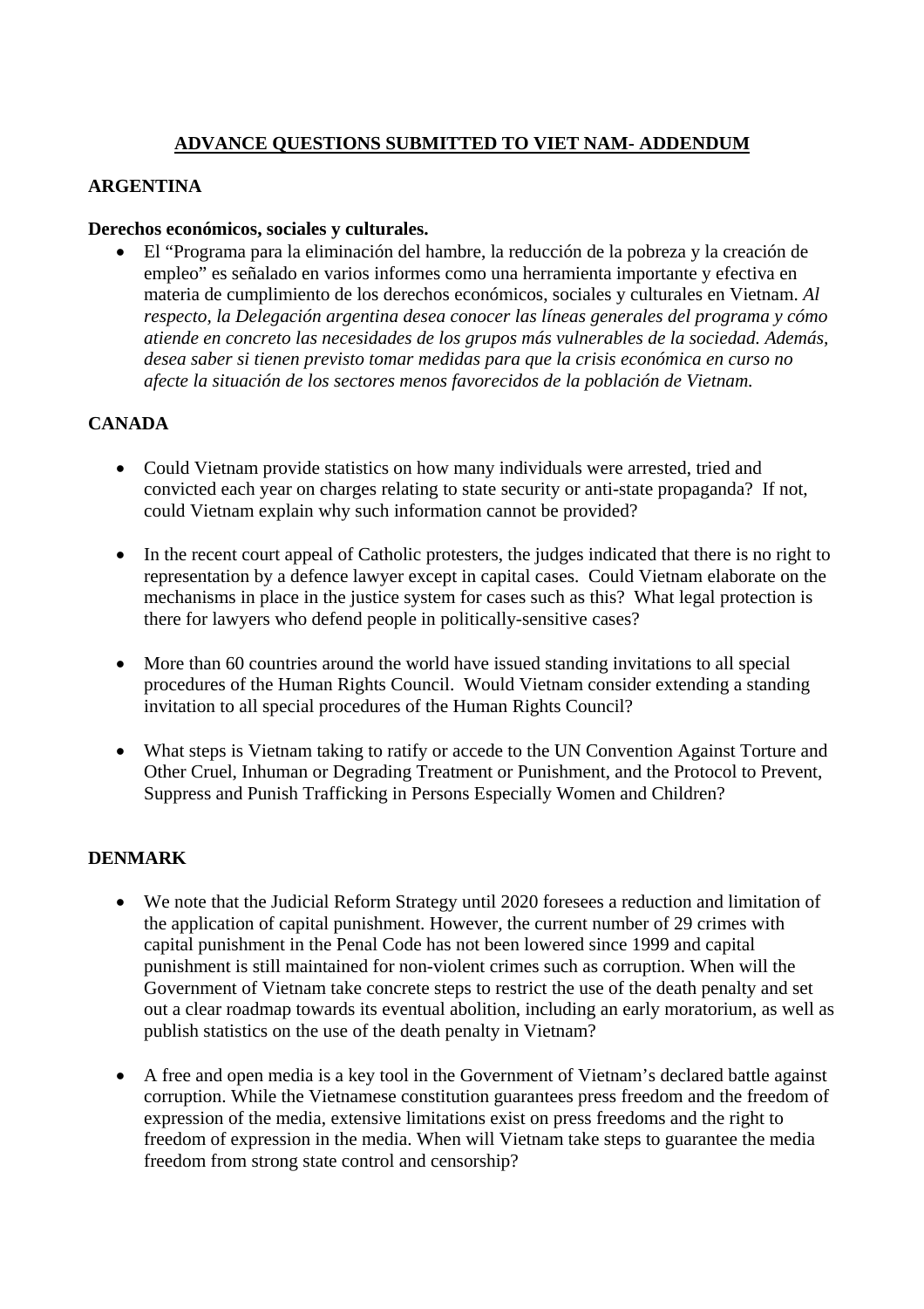# ADVANCE QUESTIONS SUBMITTED TO VIET NAM- ADDENDUM

## ARGENTINA

**Derechos económicos, sociales y culturales.**

- El "Programa para la eliminación del hambre, la reducción de la pobreza y la creación de empleo" es señalado en varios informes como una herramienta importante y efectiva en materia de cumplimiento de los derechos económicos, sociales y culturales en Vietnam. *Al respecto, la Delegación argentina desea conocer las líneas generales del programa y cómo atiende en concreto las necesidades de los grupos más vulnerables de la sociedad. Además, desea saber si tienen previsto tomar medidas para que la crisis económica en curso no afecte la situación de los sectores menos favorecidos de la población de Vietnam.*

## CANADA

- Could Vietnam provide statistics on how many individuals were arrested, tried and convicted each year on charges relating to state security or anti-state propaganda? If not, could Vietnam explain why such information cannot be provided?

- In the recent court appeal of Catholic protesters, the judges indicated that there is no right to representation by a defence lawyer except in capital cases. Could Vietnam elaborate on the mechanisms in place in the justice system for cases such as this? What legal protection is there for lawyers who defend people in politically-sensitive cases?

- More than 60 countries around the world have issued standing invitations to all special procedures of the Human Rights Council. Would Vietnam consider extending a standing invitation to all special procedures of the Human Rights Council?

- What steps is Vietnam taking to ratify or accede to the UN Convention Against Torture and Other Cruel, Inhuman or Degrading Treatment or Punishment, and the Protocol to Prevent, Suppress and Punish Trafficking in Persons Especially Women and Children?

## DENMARK

- We note that the Judicial Reform Strategy until 2020 foresees a reduction and limitation of the application of capital punishment. However, the current number of 29 crimes with capital punishment in the Penal Code has not been lowered since 1999 and capital punishment is still maintained for non-violent crimes such as corruption. When will the Government of Vietnam take concrete steps to restrict the use of the death penalty and set out a clear roadmap towards its eventual abolition, including an early moratorium, as well as publish statistics on the use of the death penalty in Vietnam?

- A free and open media is a key tool in the Government of Vietnam's declared battle against corruption. While the Vietnamese constitution guarantees press freedom and the freedom of expression of the media, extensive limitations exist on press freedoms and the right to freedom of expression in the media. When will Vietnam take steps to guarantee the media freedom from strong state control and censorship?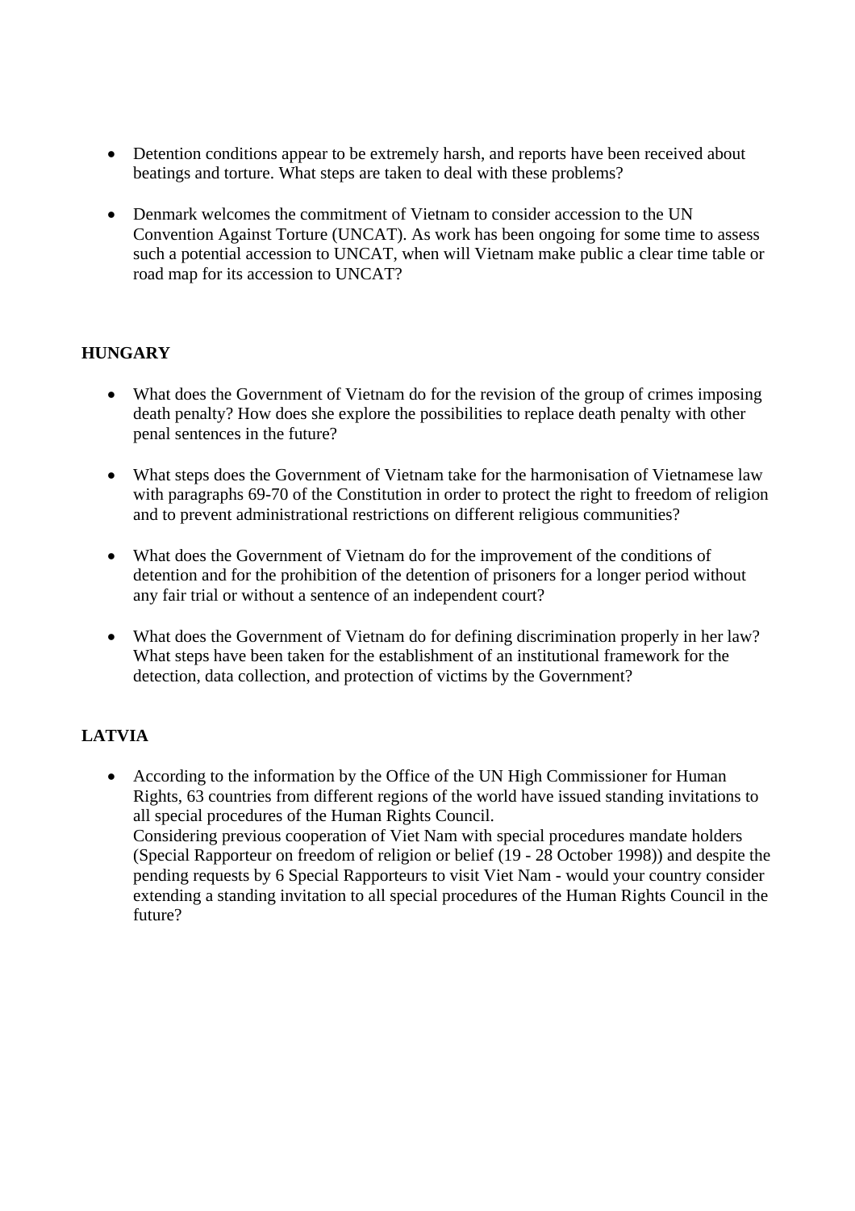- Detention conditions appear to be extremely harsh, and reports have been received about beatings and torture. What steps are taken to deal with these problems?

- Denmark welcomes the commitment of Vietnam to consider accession to the UN Convention Against Torture (UNCAT). As work has been ongoing for some time to assess such a potential accession to UNCAT, when will Vietnam make public a clear time table or road map for its accession to UNCAT?

**HUNGARY**

- What does the Government of Vietnam do for the revision of the group of crimes imposing death penalty? How does she explore the possibilities to replace death penalty with other penal sentences in the future?

- What steps does the Government of Vietnam take for the harmonisation of Vietnamese law with paragraphs 69-70 of the Constitution in order to protect the right to freedom of religion and to prevent administrational restrictions on different religious communities?

- What does the Government of Vietnam do for the improvement of the conditions of detention and for the prohibition of the detention of prisoners for a longer period without any fair trial or without a sentence of an independent court?

- What does the Government of Vietnam do for defining discrimination properly in her law? What steps have been taken for the establishment of an institutional framework for the detection, data collection, and protection of victims by the Government?

**LATVIA**

- According to the information by the Office of the UN High Commissioner for Human Rights, 63 countries from different regions of the world have issued standing invitations to all special procedures of the Human Rights Council.
  Considering previous cooperation of Viet Nam with special procedures mandate holders (Special Rapporteur on freedom of religion or belief (19 - 28 October 1998)) and despite the pending requests by 6 Special Rapporteurs to visit Viet Nam - would your country consider extending a standing invitation to all special procedures of the Human Rights Council in the future?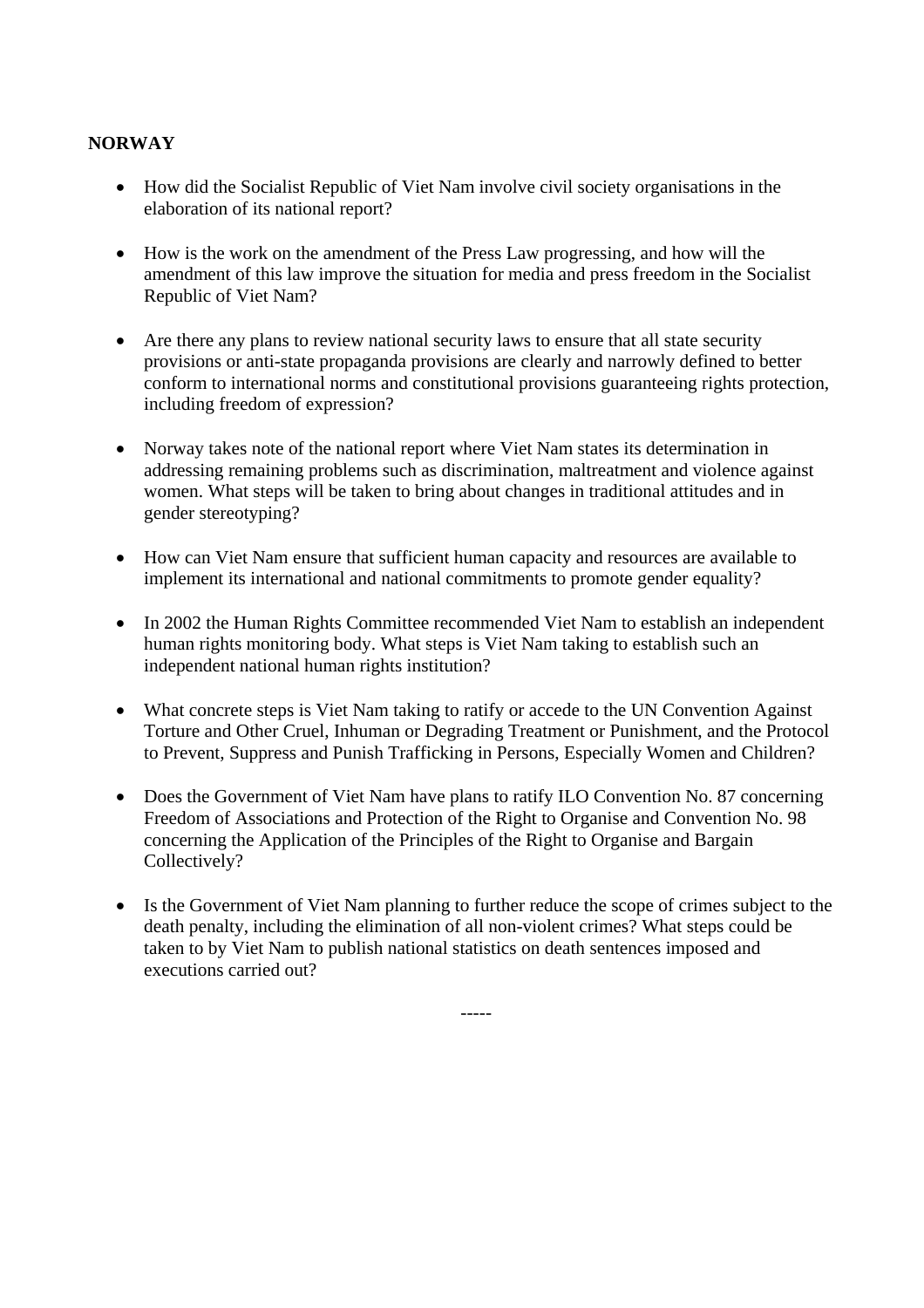**NORWAY**

- How did the Socialist Republic of Viet Nam involve civil society organisations in the elaboration of its national report?

- How is the work on the amendment of the Press Law progressing, and how will the amendment of this law improve the situation for media and press freedom in the Socialist Republic of Viet Nam?

- Are there any plans to review national security laws to ensure that all state security provisions or anti-state propaganda provisions are clearly and narrowly defined to better conform to international norms and constitutional provisions guaranteeing rights protection, including freedom of expression?

- Norway takes note of the national report where Viet Nam states its determination in addressing remaining problems such as discrimination, maltreatment and violence against women. What steps will be taken to bring about changes in traditional attitudes and in gender stereotyping?

- How can Viet Nam ensure that sufficient human capacity and resources are available to implement its international and national commitments to promote gender equality?

- In 2002 the Human Rights Committee recommended Viet Nam to establish an independent human rights monitoring body. What steps is Viet Nam taking to establish such an independent national human rights institution?

- What concrete steps is Viet Nam taking to ratify or accede to the UN Convention Against Torture and Other Cruel, Inhuman or Degrading Treatment or Punishment, and the Protocol to Prevent, Suppress and Punish Trafficking in Persons, Especially Women and Children?

- Does the Government of Viet Nam have plans to ratify ILO Convention No. 87 concerning Freedom of Associations and Protection of the Right to Organise and Convention No. 98 concerning the Application of the Principles of the Right to Organise and Bargain Collectively?

- Is the Government of Viet Nam planning to further reduce the scope of crimes subject to the death penalty, including the elimination of all non-violent crimes? What steps could be taken to by Viet Nam to publish national statistics on death sentences imposed and executions carried out?

-----